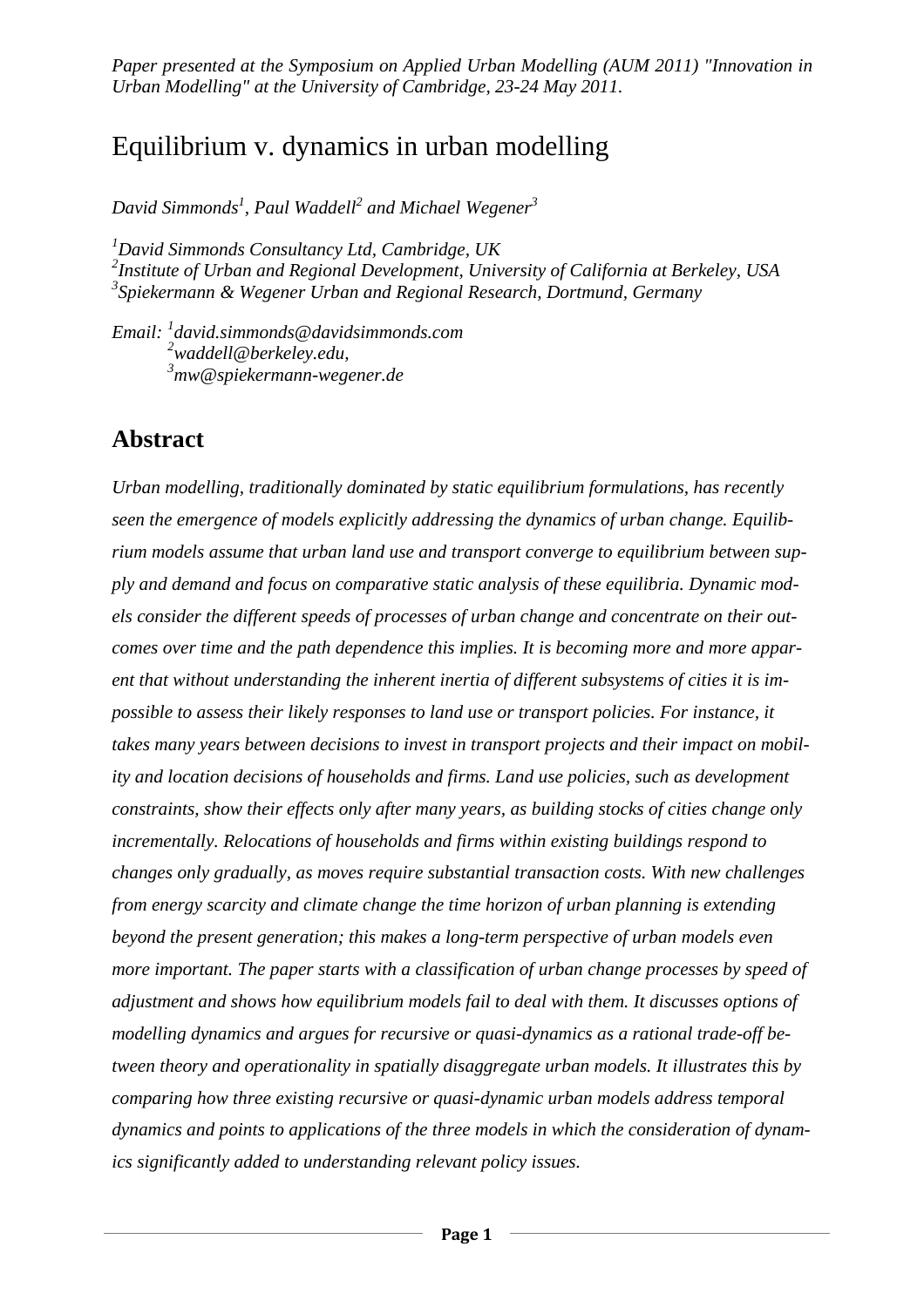*Paper presented at the Symposium on Applied Urban Modelling (AUM 2011) "Innovation in Urban Modelling" at the University of Cambridge, 23-24 May 2011.*

# Equilibrium v. dynamics in urban modelling

*David Simmonds[1], Paul Waddell[2] and Michael Wegener[3]*

*[1]David Simmonds Consultancy Ltd, Cambridge, UK*
*[2]Institute of Urban and Regional Development, University of California at Berkeley, USA*
*[3]Spiekermann & Wegener Urban and Regional Research, Dortmund, Germany*

*Email: [1]david.simmonds@davidsimmonds.com*
*[2]waddell@berkeley.edu,*
*[3]mw@spiekermann-wegener.de*

## Abstract

*Urban modelling, traditionally dominated by static equilibrium formulations, has recently seen the emergence of models explicitly addressing the dynamics of urban change. Equilibrium models assume that urban land use and transport converge to equilibrium between supply and demand and focus on comparative static analysis of these equilibria. Dynamic models consider the different speeds of processes of urban change and concentrate on their outcomes over time and the path dependence this implies. It is becoming more and more apparent that without understanding the inherent inertia of different subsystems of cities it is impossible to assess their likely responses to land use or transport policies. For instance, it takes many years between decisions to invest in transport projects and their impact on mobility and location decisions of households and firms. Land use policies, such as development constraints, show their effects only after many years, as building stocks of cities change only incrementally. Relocations of households and firms within existing buildings respond to changes only gradually, as moves require substantial transaction costs. With new challenges from energy scarcity and climate change the time horizon of urban planning is extending beyond the present generation; this makes a long-term perspective of urban models even more important. The paper starts with a classification of urban change processes by speed of adjustment and shows how equilibrium models fail to deal with them. It discusses options of modelling dynamics and argues for recursive or quasi-dynamics as a rational trade-off between theory and operationality in spatially disaggregate urban models. It illustrates this by comparing how three existing recursive or quasi-dynamic urban models address temporal dynamics and points to applications of the three models in which the consideration of dynamics significantly added to understanding relevant policy issues.*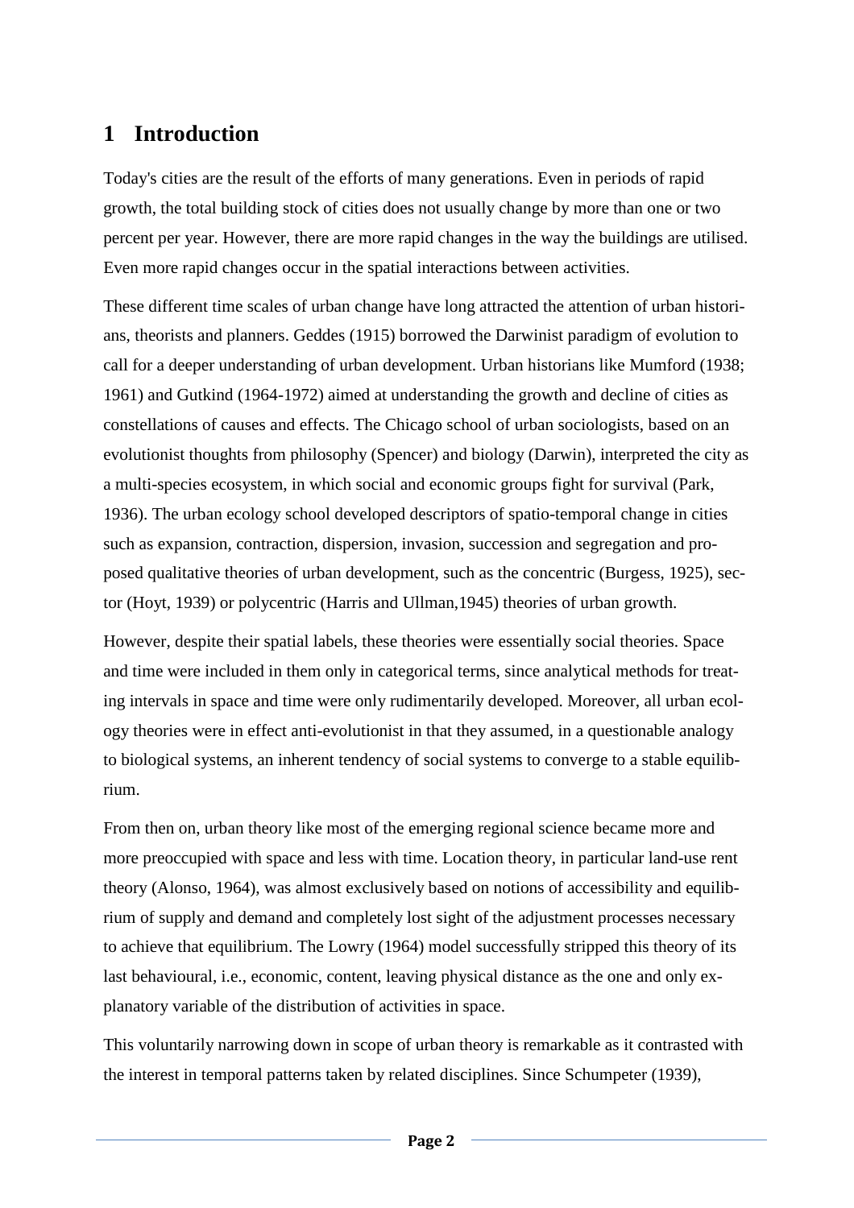# 1 Introduction

Today's cities are the result of the efforts of many generations. Even in periods of rapid growth, the total building stock of cities does not usually change by more than one or two percent per year. However, there are more rapid changes in the way the buildings are utilised. Even more rapid changes occur in the spatial interactions between activities.

These different time scales of urban change have long attracted the attention of urban historians, theorists and planners. Geddes (1915) borrowed the Darwinist paradigm of evolution to call for a deeper understanding of urban development. Urban historians like Mumford (1938; 1961) and Gutkind (1964-1972) aimed at understanding the growth and decline of cities as constellations of causes and effects. The Chicago school of urban sociologists, based on an evolutionist thoughts from philosophy (Spencer) and biology (Darwin), interpreted the city as a multi-species ecosystem, in which social and economic groups fight for survival (Park, 1936). The urban ecology school developed descriptors of spatio-temporal change in cities such as expansion, contraction, dispersion, invasion, succession and segregation and proposed qualitative theories of urban development, such as the concentric (Burgess, 1925), sector (Hoyt, 1939) or polycentric (Harris and Ullman,1945) theories of urban growth.

However, despite their spatial labels, these theories were essentially social theories. Space and time were included in them only in categorical terms, since analytical methods for treating intervals in space and time were only rudimentarily developed. Moreover, all urban ecology theories were in effect anti-evolutionist in that they assumed, in a questionable analogy to biological systems, an inherent tendency of social systems to converge to a stable equilibrium.

From then on, urban theory like most of the emerging regional science became more and more preoccupied with space and less with time. Location theory, in particular land-use rent theory (Alonso, 1964), was almost exclusively based on notions of accessibility and equilibrium of supply and demand and completely lost sight of the adjustment processes necessary to achieve that equilibrium. The Lowry (1964) model successfully stripped this theory of its last behavioural, i.e., economic, content, leaving physical distance as the one and only explanatory variable of the distribution of activities in space.

This voluntarily narrowing down in scope of urban theory is remarkable as it contrasted with the interest in temporal patterns taken by related disciplines. Since Schumpeter (1939),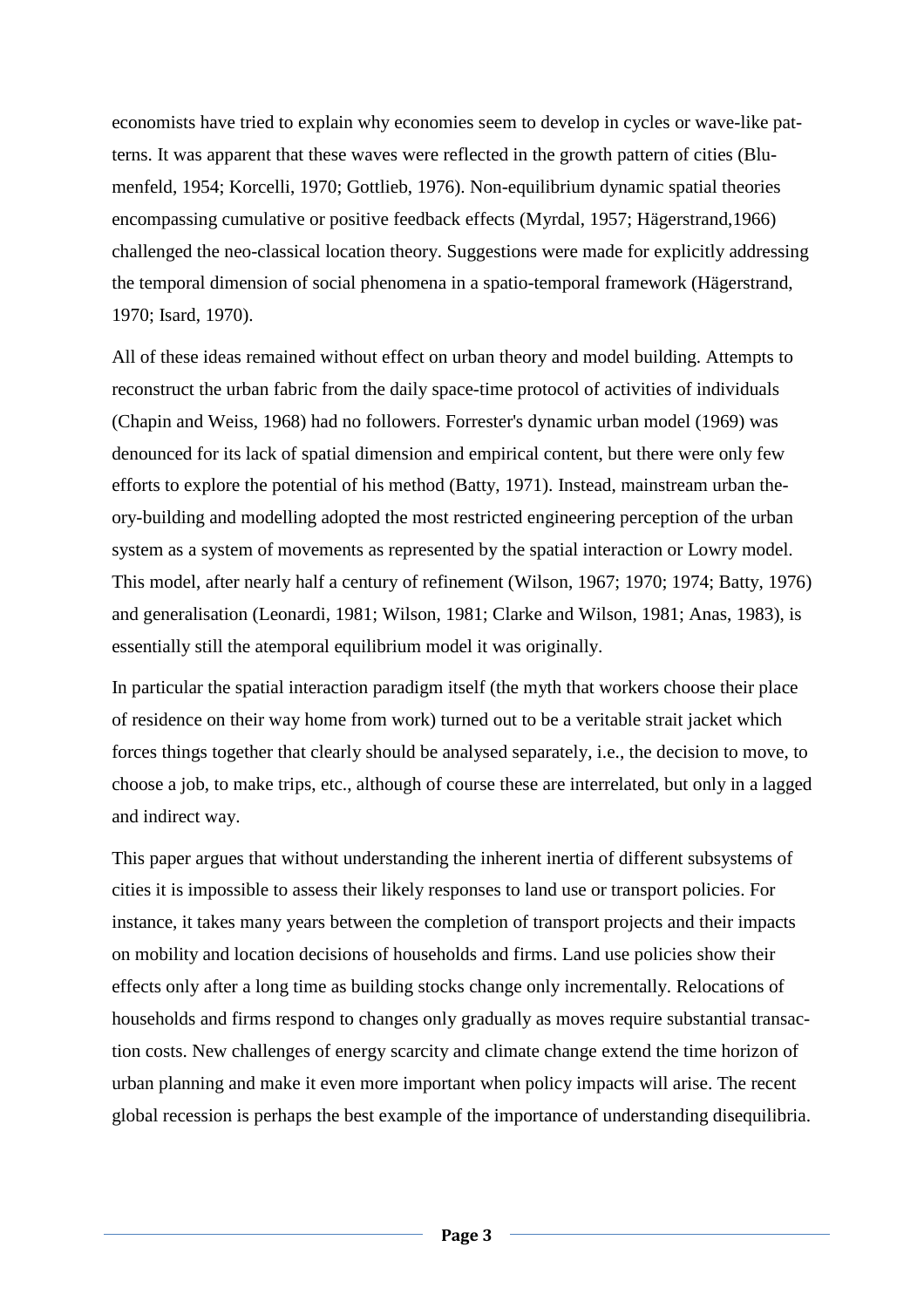economists have tried to explain why economies seem to develop in cycles or wave-like patterns. It was apparent that these waves were reflected in the growth pattern of cities (Blumenfeld, 1954; Korcelli, 1970; Gottlieb, 1976). Non-equilibrium dynamic spatial theories encompassing cumulative or positive feedback effects (Myrdal, 1957; Hägerstrand,1966) challenged the neo-classical location theory. Suggestions were made for explicitly addressing the temporal dimension of social phenomena in a spatio-temporal framework (Hägerstrand, 1970; Isard, 1970).

All of these ideas remained without effect on urban theory and model building. Attempts to reconstruct the urban fabric from the daily space-time protocol of activities of individuals (Chapin and Weiss, 1968) had no followers. Forrester's dynamic urban model (1969) was denounced for its lack of spatial dimension and empirical content, but there were only few efforts to explore the potential of his method (Batty, 1971). Instead, mainstream urban theory-building and modelling adopted the most restricted engineering perception of the urban system as a system of movements as represented by the spatial interaction or Lowry model. This model, after nearly half a century of refinement (Wilson, 1967; 1970; 1974; Batty, 1976) and generalisation (Leonardi, 1981; Wilson, 1981; Clarke and Wilson, 1981; Anas, 1983), is essentially still the atemporal equilibrium model it was originally.

In particular the spatial interaction paradigm itself (the myth that workers choose their place of residence on their way home from work) turned out to be a veritable strait jacket which forces things together that clearly should be analysed separately, i.e., the decision to move, to choose a job, to make trips, etc., although of course these are interrelated, but only in a lagged and indirect way.

This paper argues that without understanding the inherent inertia of different subsystems of cities it is impossible to assess their likely responses to land use or transport policies. For instance, it takes many years between the completion of transport projects and their impacts on mobility and location decisions of households and firms. Land use policies show their effects only after a long time as building stocks change only incrementally. Relocations of households and firms respond to changes only gradually as moves require substantial transaction costs. New challenges of energy scarcity and climate change extend the time horizon of urban planning and make it even more important when policy impacts will arise. The recent global recession is perhaps the best example of the importance of understanding disequilibria.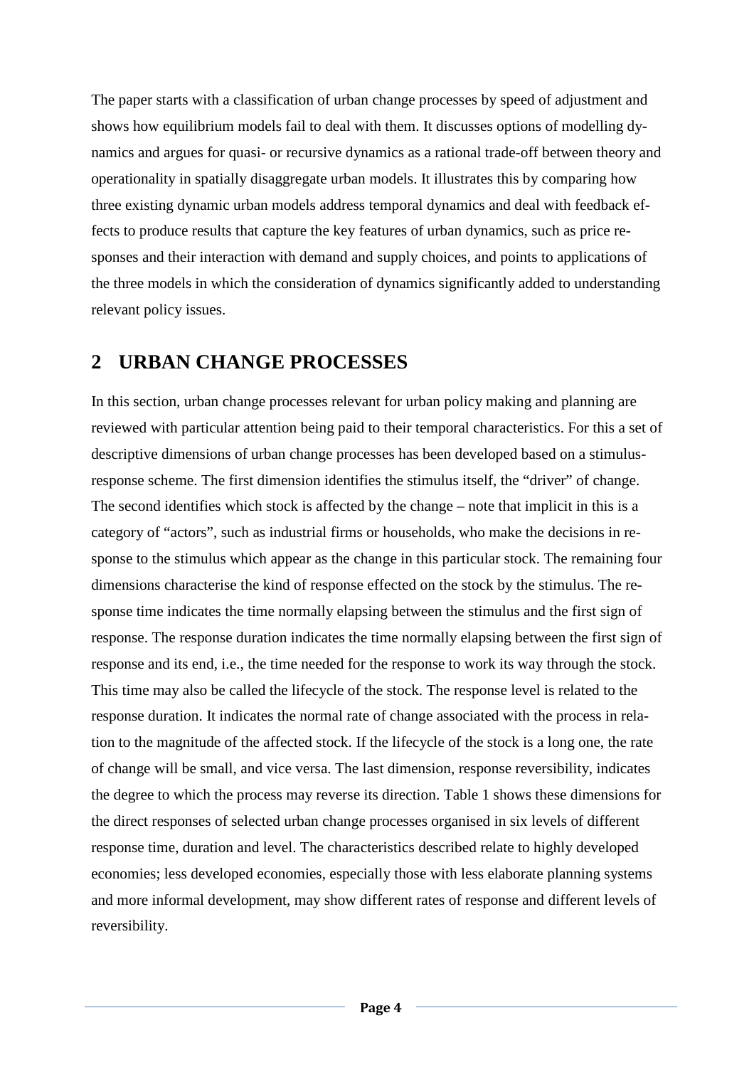The paper starts with a classification of urban change processes by speed of adjustment and shows how equilibrium models fail to deal with them. It discusses options of modelling dynamics and argues for quasi- or recursive dynamics as a rational trade-off between theory and operationality in spatially disaggregate urban models. It illustrates this by comparing how three existing dynamic urban models address temporal dynamics and deal with feedback effects to produce results that capture the key features of urban dynamics, such as price responses and their interaction with demand and supply choices, and points to applications of the three models in which the consideration of dynamics significantly added to understanding relevant policy issues.

# 2 URBAN CHANGE PROCESSES

In this section, urban change processes relevant for urban policy making and planning are reviewed with particular attention being paid to their temporal characteristics. For this a set of descriptive dimensions of urban change processes has been developed based on a stimulus-response scheme. The first dimension identifies the stimulus itself, the "driver" of change. The second identifies which stock is affected by the change – note that implicit in this is a category of "actors", such as industrial firms or households, who make the decisions in response to the stimulus which appear as the change in this particular stock. The remaining four dimensions characterise the kind of response effected on the stock by the stimulus. The response time indicates the time normally elapsing between the stimulus and the first sign of response. The response duration indicates the time normally elapsing between the first sign of response and its end, i.e., the time needed for the response to work its way through the stock. This time may also be called the lifecycle of the stock. The response level is related to the response duration. It indicates the normal rate of change associated with the process in relation to the magnitude of the affected stock. If the lifecycle of the stock is a long one, the rate of change will be small, and vice versa. The last dimension, response reversibility, indicates the degree to which the process may reverse its direction. Table 1 shows these dimensions for the direct responses of selected urban change processes organised in six levels of different response time, duration and level. The characteristics described relate to highly developed economies; less developed economies, especially those with less elaborate planning systems and more informal development, may show different rates of response and different levels of reversibility.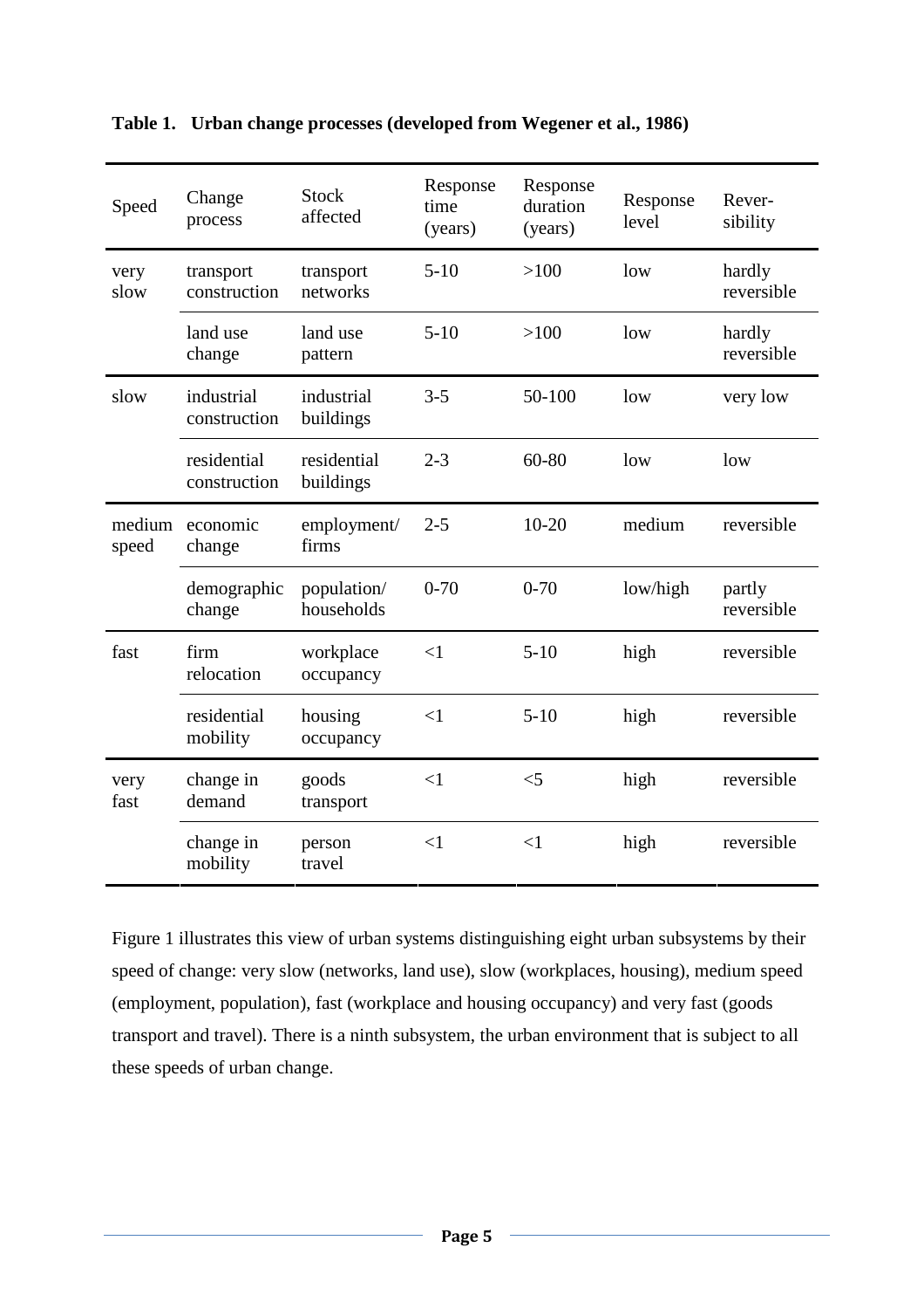**Table 1. Urban change processes (developed from Wegener et al., 1986)**

| Speed | Change process | Stock affected | Response time (years) | Response duration (years) | Response level | Rever-sibility |
|---|---|---|---|---|---|---|
| very slow | transport construction | transport networks | 5-10 | >100 | low | hardly reversible |
| | land use change | land use pattern | 5-10 | >100 | low | hardly reversible |
| slow | industrial construction | industrial buildings | 3-5 | 50-100 | low | very low |
| | residential construction | residential buildings | 2-3 | 60-80 | low | low |
| medium speed | economic change | employment/ firms | 2-5 | 10-20 | medium | reversible |
| | demographic change | population/ households | 0-70 | 0-70 | low/high | partly reversible |
| fast | firm relocation | workplace occupancy | <1 | 5-10 | high | reversible |
| | residential mobility | housing occupancy | <1 | 5-10 | high | reversible |
| very fast | change in demand | goods transport | <1 | <5 | high | reversible |
| | change in mobility | person travel | <1 | <1 | high | reversible |

Figure 1 illustrates this view of urban systems distinguishing eight urban subsystems by their speed of change: very slow (networks, land use), slow (workplaces, housing), medium speed (employment, population), fast (workplace and housing occupancy) and very fast (goods transport and travel). There is a ninth subsystem, the urban environment that is subject to all these speeds of urban change.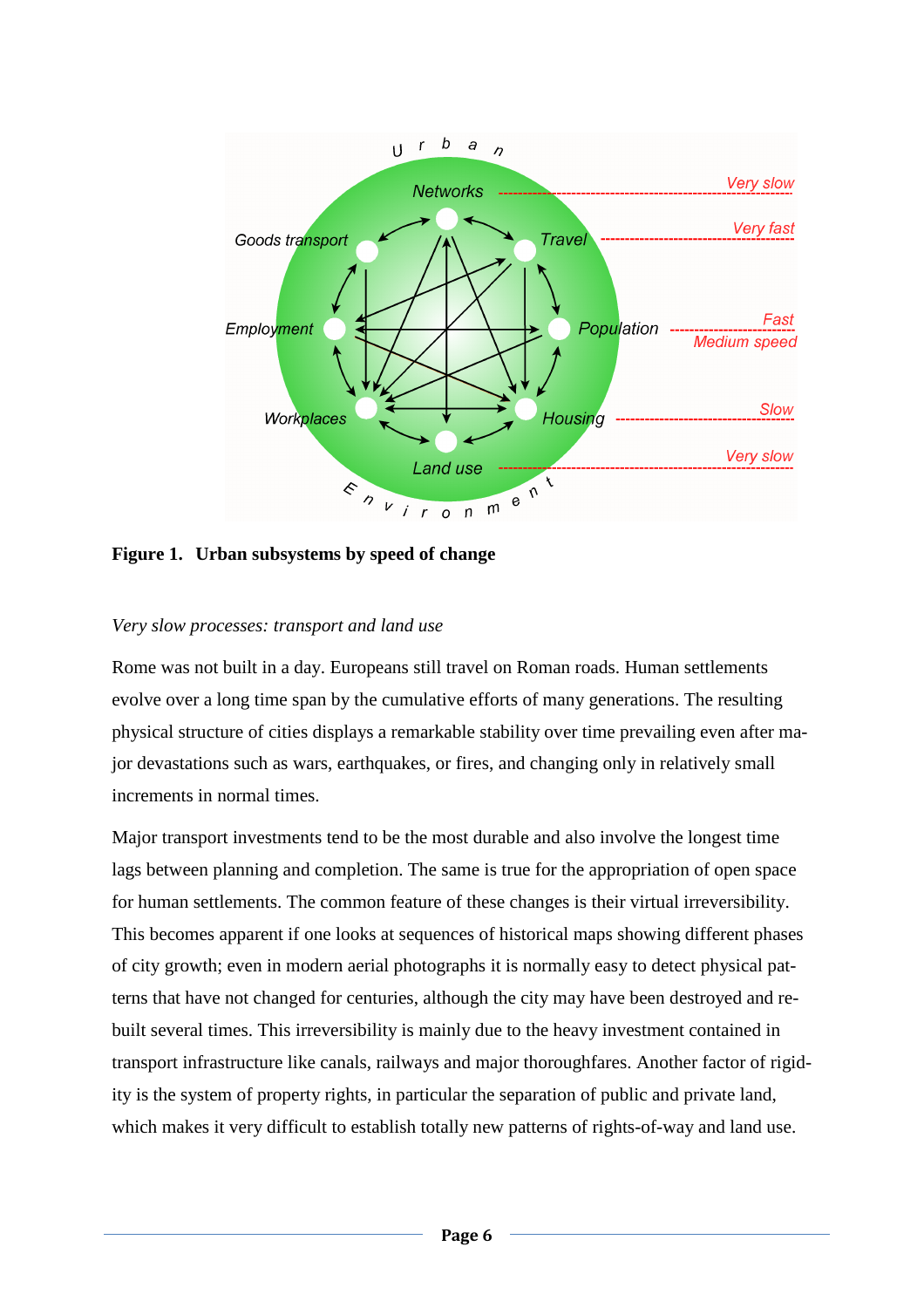**Figure 1. Urban subsystems by speed of change**

*Very slow processes: transport and land use*

Rome was not built in a day. Europeans still travel on Roman roads. Human settlements evolve over a long time span by the cumulative efforts of many generations. The resulting physical structure of cities displays a remarkable stability over time prevailing even after major devastations such as wars, earthquakes, or fires, and changing only in relatively small increments in normal times.

Major transport investments tend to be the most durable and also involve the longest time lags between planning and completion. The same is true for the appropriation of open space for human settlements. The common feature of these changes is their virtual irreversibility. This becomes apparent if one looks at sequences of historical maps showing different phases of city growth; even in modern aerial photographs it is normally easy to detect physical patterns that have not changed for centuries, although the city may have been destroyed and rebuilt several times. This irreversibility is mainly due to the heavy investment contained in transport infrastructure like canals, railways and major thoroughfares. Another factor of rigidity is the system of property rights, in particular the separation of public and private land, which makes it very difficult to establish totally new patterns of rights-of-way and land use.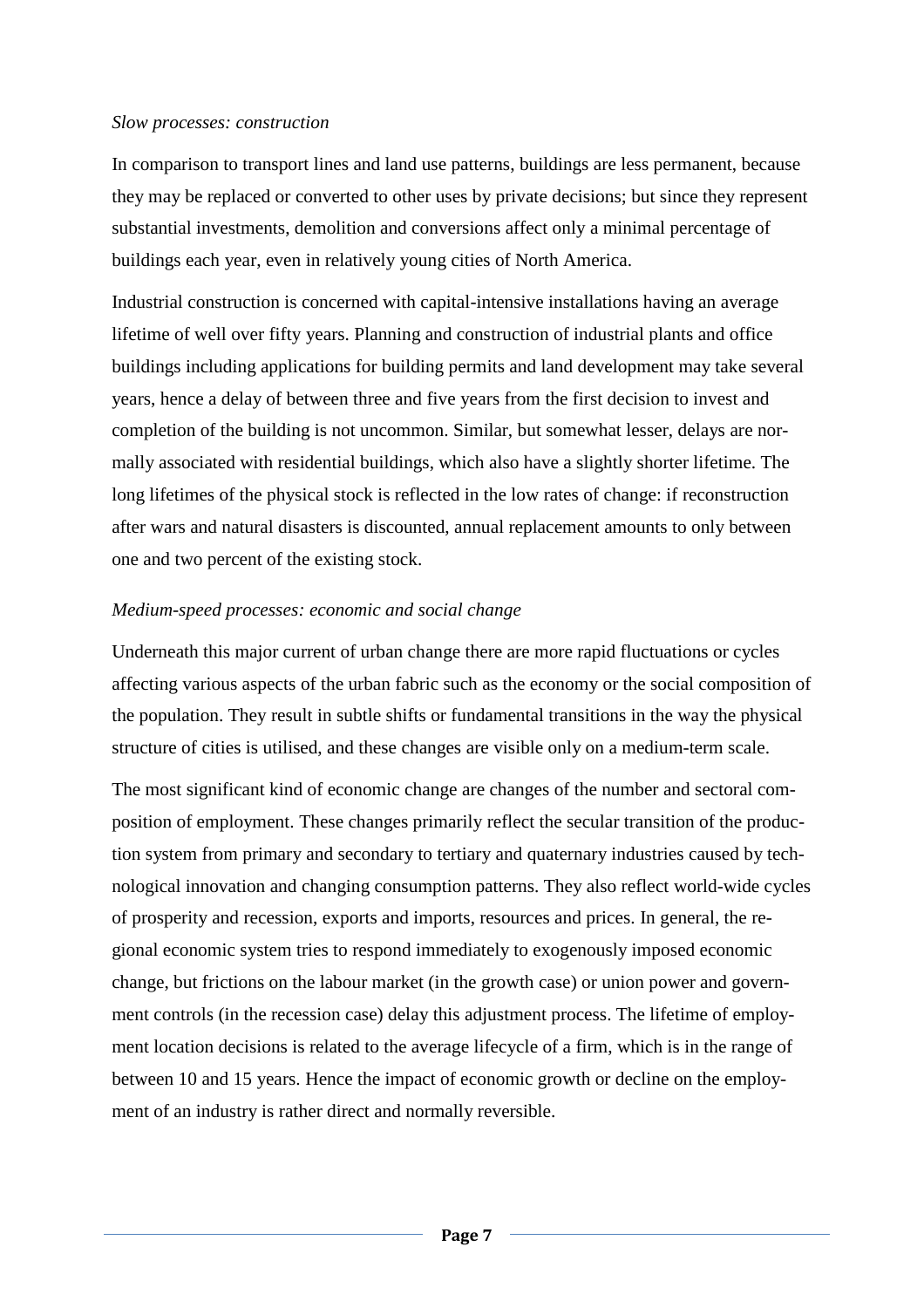*Slow processes: construction*

In comparison to transport lines and land use patterns, buildings are less permanent, because they may be replaced or converted to other uses by private decisions; but since they represent substantial investments, demolition and conversions affect only a minimal percentage of buildings each year, even in relatively young cities of North America.

Industrial construction is concerned with capital-intensive installations having an average lifetime of well over fifty years. Planning and construction of industrial plants and office buildings including applications for building permits and land development may take several years, hence a delay of between three and five years from the first decision to invest and completion of the building is not uncommon. Similar, but somewhat lesser, delays are normally associated with residential buildings, which also have a slightly shorter lifetime. The long lifetimes of the physical stock is reflected in the low rates of change: if reconstruction after wars and natural disasters is discounted, annual replacement amounts to only between one and two percent of the existing stock.

*Medium-speed processes: economic and social change*

Underneath this major current of urban change there are more rapid fluctuations or cycles affecting various aspects of the urban fabric such as the economy or the social composition of the population. They result in subtle shifts or fundamental transitions in the way the physical structure of cities is utilised, and these changes are visible only on a medium-term scale.

The most significant kind of economic change are changes of the number and sectoral composition of employment. These changes primarily reflect the secular transition of the production system from primary and secondary to tertiary and quaternary industries caused by technological innovation and changing consumption patterns. They also reflect world-wide cycles of prosperity and recession, exports and imports, resources and prices. In general, the regional economic system tries to respond immediately to exogenously imposed economic change, but frictions on the labour market (in the growth case) or union power and government controls (in the recession case) delay this adjustment process. The lifetime of employment location decisions is related to the average lifecycle of a firm, which is in the range of between 10 and 15 years. Hence the impact of economic growth or decline on the employment of an industry is rather direct and normally reversible.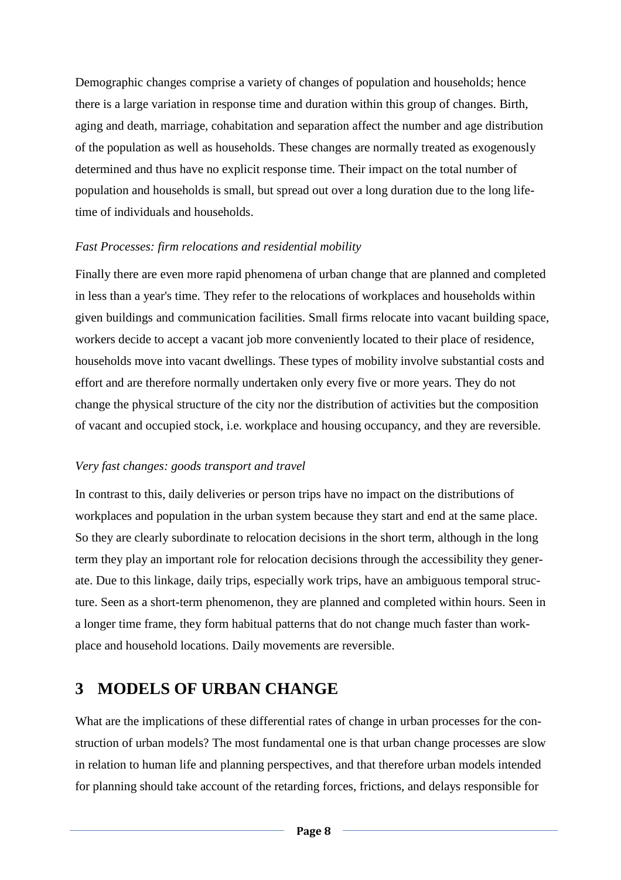Demographic changes comprise a variety of changes of population and households; hence there is a large variation in response time and duration within this group of changes. Birth, aging and death, marriage, cohabitation and separation affect the number and age distribution of the population as well as households. These changes are normally treated as exogenously determined and thus have no explicit response time. Their impact on the total number of population and households is small, but spread out over a long duration due to the long lifetime of individuals and households.

*Fast Processes: firm relocations and residential mobility*

Finally there are even more rapid phenomena of urban change that are planned and completed in less than a year's time. They refer to the relocations of workplaces and households within given buildings and communication facilities. Small firms relocate into vacant building space, workers decide to accept a vacant job more conveniently located to their place of residence, households move into vacant dwellings. These types of mobility involve substantial costs and effort and are therefore normally undertaken only every five or more years. They do not change the physical structure of the city nor the distribution of activities but the composition of vacant and occupied stock, i.e. workplace and housing occupancy, and they are reversible.

*Very fast changes: goods transport and travel*

In contrast to this, daily deliveries or person trips have no impact on the distributions of workplaces and population in the urban system because they start and end at the same place. So they are clearly subordinate to relocation decisions in the short term, although in the long term they play an important role for relocation decisions through the accessibility they generate. Due to this linkage, daily trips, especially work trips, have an ambiguous temporal structure. Seen as a short-term phenomenon, they are planned and completed within hours. Seen in a longer time frame, they form habitual patterns that do not change much faster than workplace and household locations. Daily movements are reversible.

# 3 MODELS OF URBAN CHANGE

What are the implications of these differential rates of change in urban processes for the construction of urban models? The most fundamental one is that urban change processes are slow in relation to human life and planning perspectives, and that therefore urban models intended for planning should take account of the retarding forces, frictions, and delays responsible for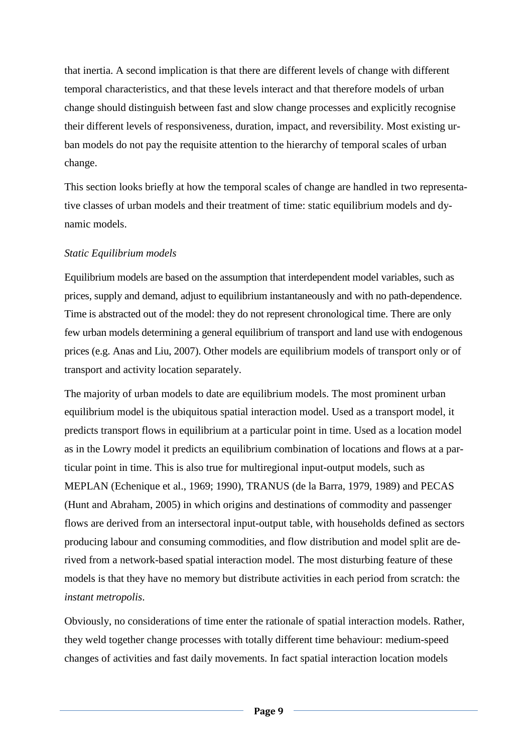that inertia. A second implication is that there are different levels of change with different temporal characteristics, and that these levels interact and that therefore models of urban change should distinguish between fast and slow change processes and explicitly recognise their different levels of responsiveness, duration, impact, and reversibility. Most existing urban models do not pay the requisite attention to the hierarchy of temporal scales of urban change.

This section looks briefly at how the temporal scales of change are handled in two representative classes of urban models and their treatment of time: static equilibrium models and dynamic models.

*Static Equilibrium models*

Equilibrium models are based on the assumption that interdependent model variables, such as prices, supply and demand, adjust to equilibrium instantaneously and with no path-dependence. Time is abstracted out of the model: they do not represent chronological time. There are only few urban models determining a general equilibrium of transport and land use with endogenous prices (e.g. Anas and Liu, 2007). Other models are equilibrium models of transport only or of transport and activity location separately.

The majority of urban models to date are equilibrium models. The most prominent urban equilibrium model is the ubiquitous spatial interaction model. Used as a transport model, it predicts transport flows in equilibrium at a particular point in time. Used as a location model as in the Lowry model it predicts an equilibrium combination of locations and flows at a particular point in time. This is also true for multiregional input-output models, such as MEPLAN (Echenique et al., 1969; 1990), TRANUS (de la Barra, 1979, 1989) and PECAS (Hunt and Abraham, 2005) in which origins and destinations of commodity and passenger flows are derived from an intersectoral input-output table, with households defined as sectors producing labour and consuming commodities, and flow distribution and model split are derived from a network-based spatial interaction model. The most disturbing feature of these models is that they have no memory but distribute activities in each period from scratch: the *instant metropolis*.

Obviously, no considerations of time enter the rationale of spatial interaction models. Rather, they weld together change processes with totally different time behaviour: medium-speed changes of activities and fast daily movements. In fact spatial interaction location models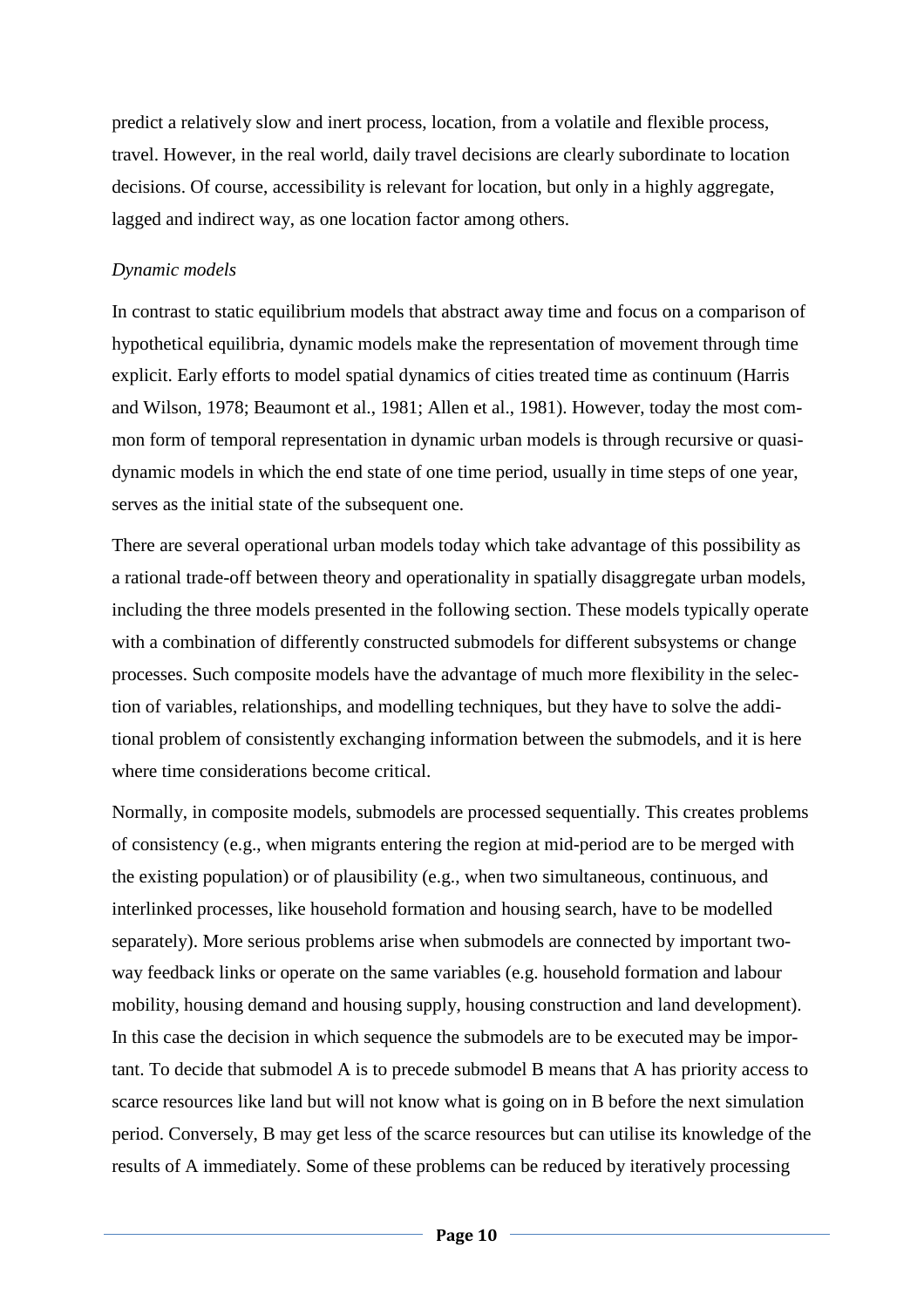predict a relatively slow and inert process, location, from a volatile and flexible process, travel. However, in the real world, daily travel decisions are clearly subordinate to location decisions. Of course, accessibility is relevant for location, but only in a highly aggregate, lagged and indirect way, as one location factor among others.

*Dynamic models*

In contrast to static equilibrium models that abstract away time and focus on a comparison of hypothetical equilibria, dynamic models make the representation of movement through time explicit. Early efforts to model spatial dynamics of cities treated time as continuum (Harris and Wilson, 1978; Beaumont et al., 1981; Allen et al., 1981). However, today the most common form of temporal representation in dynamic urban models is through recursive or quasi-dynamic models in which the end state of one time period, usually in time steps of one year, serves as the initial state of the subsequent one.

There are several operational urban models today which take advantage of this possibility as a rational trade-off between theory and operationality in spatially disaggregate urban models, including the three models presented in the following section. These models typically operate with a combination of differently constructed submodels for different subsystems or change processes. Such composite models have the advantage of much more flexibility in the selection of variables, relationships, and modelling techniques, but they have to solve the additional problem of consistently exchanging information between the submodels, and it is here where time considerations become critical.

Normally, in composite models, submodels are processed sequentially. This creates problems of consistency (e.g., when migrants entering the region at mid-period are to be merged with the existing population) or of plausibility (e.g., when two simultaneous, continuous, and interlinked processes, like household formation and housing search, have to be modelled separately). More serious problems arise when submodels are connected by important two-way feedback links or operate on the same variables (e.g. household formation and labour mobility, housing demand and housing supply, housing construction and land development). In this case the decision in which sequence the submodels are to be executed may be important. To decide that submodel A is to precede submodel B means that A has priority access to scarce resources like land but will not know what is going on in B before the next simulation period. Conversely, B may get less of the scarce resources but can utilise its knowledge of the results of A immediately. Some of these problems can be reduced by iteratively processing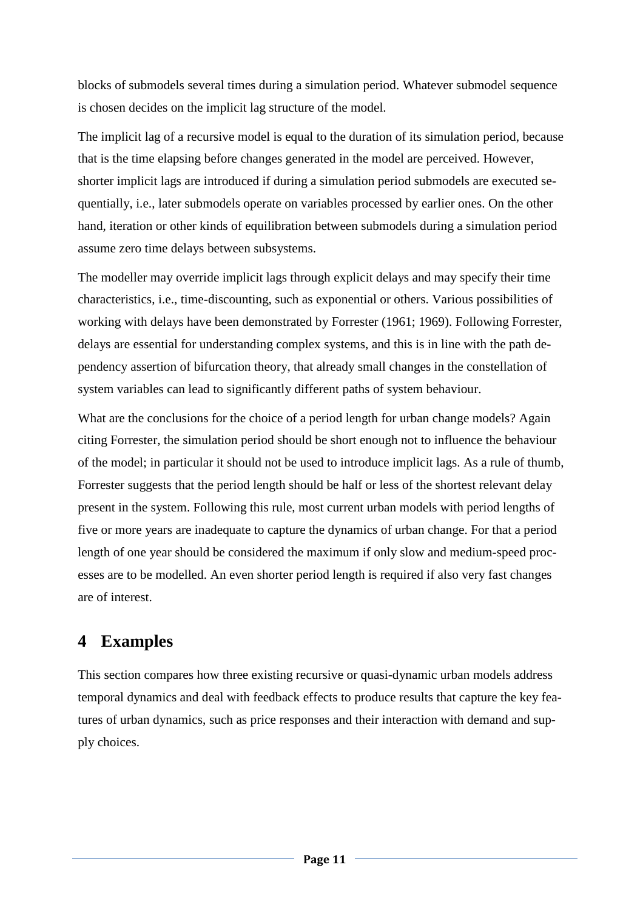blocks of submodels several times during a simulation period. Whatever submodel sequence is chosen decides on the implicit lag structure of the model.

The implicit lag of a recursive model is equal to the duration of its simulation period, because that is the time elapsing before changes generated in the model are perceived. However, shorter implicit lags are introduced if during a simulation period submodels are executed sequentially, i.e., later submodels operate on variables processed by earlier ones. On the other hand, iteration or other kinds of equilibration between submodels during a simulation period assume zero time delays between subsystems.

The modeller may override implicit lags through explicit delays and may specify their time characteristics, i.e., time-discounting, such as exponential or others. Various possibilities of working with delays have been demonstrated by Forrester (1961; 1969). Following Forrester, delays are essential for understanding complex systems, and this is in line with the path dependency assertion of bifurcation theory, that already small changes in the constellation of system variables can lead to significantly different paths of system behaviour.

What are the conclusions for the choice of a period length for urban change models? Again citing Forrester, the simulation period should be short enough not to influence the behaviour of the model; in particular it should not be used to introduce implicit lags. As a rule of thumb, Forrester suggests that the period length should be half or less of the shortest relevant delay present in the system. Following this rule, most current urban models with period lengths of five or more years are inadequate to capture the dynamics of urban change. For that a period length of one year should be considered the maximum if only slow and medium-speed processes are to be modelled. An even shorter period length is required if also very fast changes are of interest.

# 4 Examples

This section compares how three existing recursive or quasi-dynamic urban models address temporal dynamics and deal with feedback effects to produce results that capture the key features of urban dynamics, such as price responses and their interaction with demand and supply choices.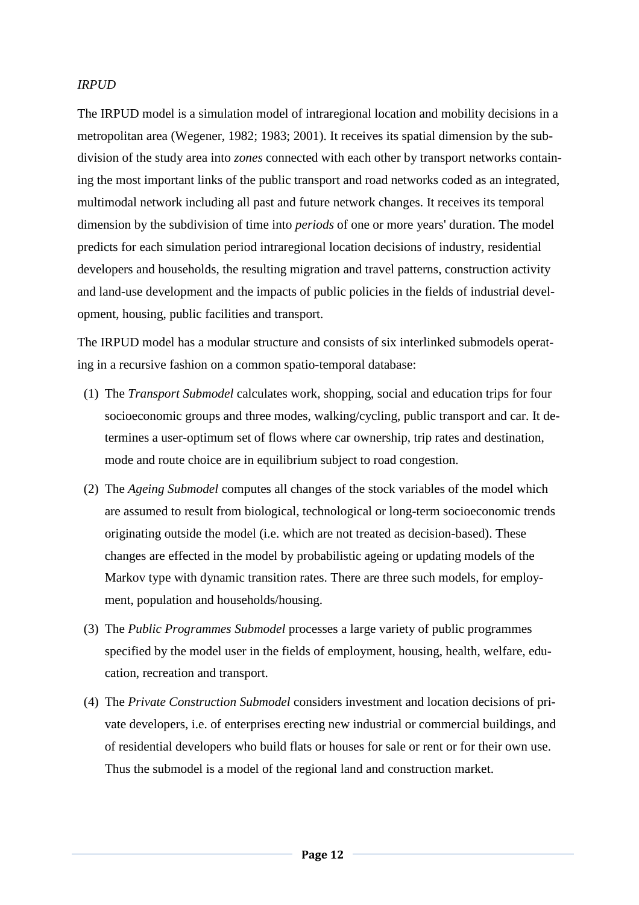*IRPUD*

The IRPUD model is a simulation model of intraregional location and mobility decisions in a metropolitan area (Wegener, 1982; 1983; 2001). It receives its spatial dimension by the subdivision of the study area into *zones* connected with each other by transport networks containing the most important links of the public transport and road networks coded as an integrated, multimodal network including all past and future network changes. It receives its temporal dimension by the subdivision of time into *periods* of one or more years' duration. The model predicts for each simulation period intraregional location decisions of industry, residential developers and households, the resulting migration and travel patterns, construction activity and land-use development and the impacts of public policies in the fields of industrial development, housing, public facilities and transport.

The IRPUD model has a modular structure and consists of six interlinked submodels operating in a recursive fashion on a common spatio-temporal database:

(1) The *Transport Submodel* calculates work, shopping, social and education trips for four socioeconomic groups and three modes, walking/cycling, public transport and car. It determines a user-optimum set of flows where car ownership, trip rates and destination, mode and route choice are in equilibrium subject to road congestion.

(2) The *Ageing Submodel* computes all changes of the stock variables of the model which are assumed to result from biological, technological or long-term socioeconomic trends originating outside the model (i.e. which are not treated as decision-based). These changes are effected in the model by probabilistic ageing or updating models of the Markov type with dynamic transition rates. There are three such models, for employment, population and households/housing.

(3) The *Public Programmes Submodel* processes a large variety of public programmes specified by the model user in the fields of employment, housing, health, welfare, education, recreation and transport.

(4) The *Private Construction Submodel* considers investment and location decisions of private developers, i.e. of enterprises erecting new industrial or commercial buildings, and of residential developers who build flats or houses for sale or rent or for their own use. Thus the submodel is a model of the regional land and construction market.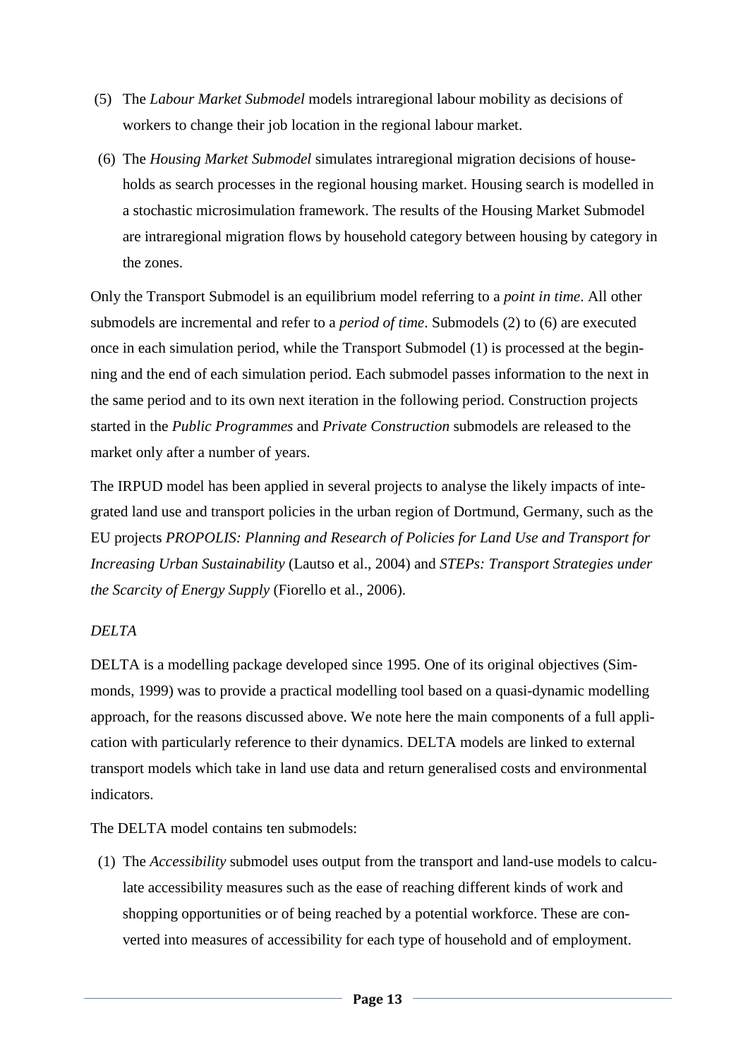(5) The *Labour Market Submodel* models intraregional labour mobility as decisions of workers to change their job location in the regional labour market.

(6) The *Housing Market Submodel* simulates intraregional migration decisions of households as search processes in the regional housing market. Housing search is modelled in a stochastic microsimulation framework. The results of the Housing Market Submodel are intraregional migration flows by household category between housing by category in the zones.

Only the Transport Submodel is an equilibrium model referring to a *point in time*. All other submodels are incremental and refer to a *period of time*. Submodels (2) to (6) are executed once in each simulation period, while the Transport Submodel (1) is processed at the beginning and the end of each simulation period. Each submodel passes information to the next in the same period and to its own next iteration in the following period. Construction projects started in the *Public Programmes* and *Private Construction* submodels are released to the market only after a number of years.

The IRPUD model has been applied in several projects to analyse the likely impacts of integrated land use and transport policies in the urban region of Dortmund, Germany, such as the EU projects *PROPOLIS: Planning and Research of Policies for Land Use and Transport for Increasing Urban Sustainability* (Lautso et al., 2004) and *STEPs: Transport Strategies under the Scarcity of Energy Supply* (Fiorello et al., 2006).

*DELTA*

DELTA is a modelling package developed since 1995. One of its original objectives (Simmonds, 1999) was to provide a practical modelling tool based on a quasi-dynamic modelling approach, for the reasons discussed above. We note here the main components of a full application with particularly reference to their dynamics. DELTA models are linked to external transport models which take in land use data and return generalised costs and environmental indicators.

The DELTA model contains ten submodels:

(1) The *Accessibility* submodel uses output from the transport and land-use models to calculate accessibility measures such as the ease of reaching different kinds of work and shopping opportunities or of being reached by a potential workforce. These are converted into measures of accessibility for each type of household and of employment.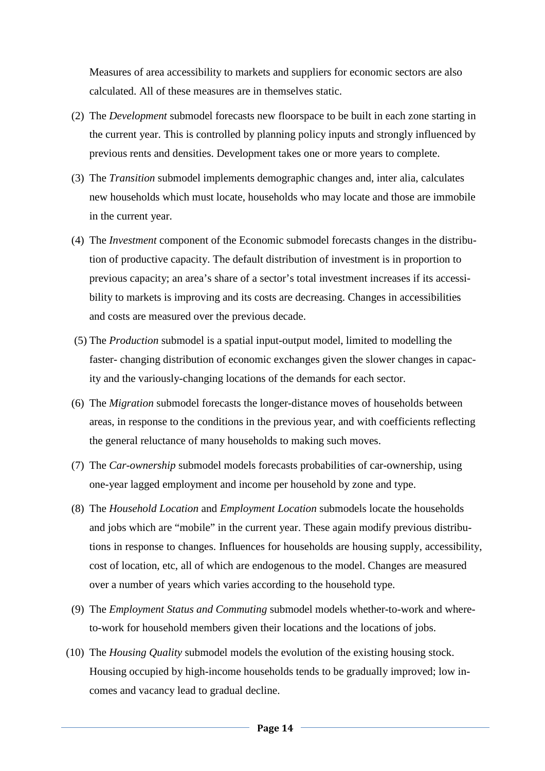Measures of area accessibility to markets and suppliers for economic sectors are also calculated. All of these measures are in themselves static.

(2) The *Development* submodel forecasts new floorspace to be built in each zone starting in the current year. This is controlled by planning policy inputs and strongly influenced by previous rents and densities. Development takes one or more years to complete.

(3) The *Transition* submodel implements demographic changes and, inter alia, calculates new households which must locate, households who may locate and those are immobile in the current year.

(4) The *Investment* component of the Economic submodel forecasts changes in the distribution of productive capacity. The default distribution of investment is in proportion to previous capacity; an area's share of a sector's total investment increases if its accessibility to markets is improving and its costs are decreasing. Changes in accessibilities and costs are measured over the previous decade.

(5) The *Production* submodel is a spatial input-output model, limited to modelling the faster- changing distribution of economic exchanges given the slower changes in capacity and the variously-changing locations of the demands for each sector.

(6) The *Migration* submodel forecasts the longer-distance moves of households between areas, in response to the conditions in the previous year, and with coefficients reflecting the general reluctance of many households to making such moves.

(7) The *Car-ownership* submodel models forecasts probabilities of car-ownership, using one-year lagged employment and income per household by zone and type.

(8) The *Household Location* and *Employment Location* submodels locate the households and jobs which are "mobile" in the current year. These again modify previous distributions in response to changes. Influences for households are housing supply, accessibility, cost of location, etc, all of which are endogenous to the model. Changes are measured over a number of years which varies according to the household type.

(9) The *Employment Status and Commuting* submodel models whether-to-work and where-to-work for household members given their locations and the locations of jobs.

(10) The *Housing Quality* submodel models the evolution of the existing housing stock. Housing occupied by high-income households tends to be gradually improved; low incomes and vacancy lead to gradual decline.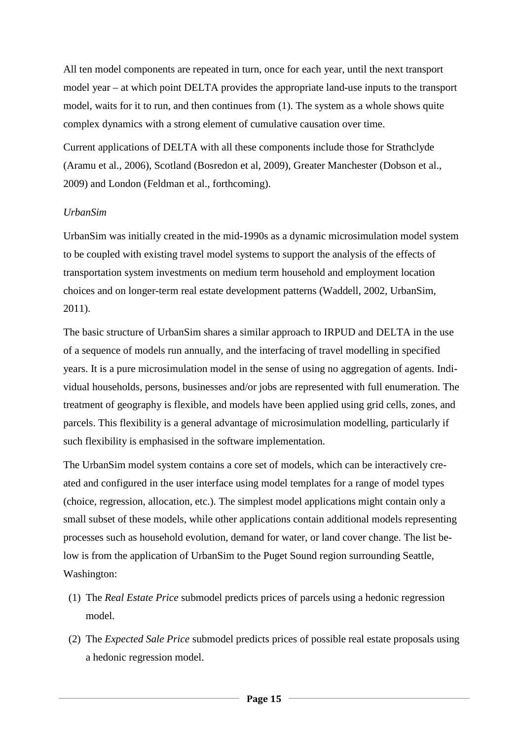All ten model components are repeated in turn, once for each year, until the next transport model year – at which point DELTA provides the appropriate land-use inputs to the transport model, waits for it to run, and then continues from (1). The system as a whole shows quite complex dynamics with a strong element of cumulative causation over time.

Current applications of DELTA with all these components include those for Strathclyde (Aramu et al., 2006), Scotland (Bosredon et al, 2009), Greater Manchester (Dobson et al., 2009) and London (Feldman et al., forthcoming).

*UrbanSim*

UrbanSim was initially created in the mid-1990s as a dynamic microsimulation model system to be coupled with existing travel model systems to support the analysis of the effects of transportation system investments on medium term household and employment location choices and on longer-term real estate development patterns (Waddell, 2002, UrbanSim, 2011).

The basic structure of UrbanSim shares a similar approach to IRPUD and DELTA in the use of a sequence of models run annually, and the interfacing of travel modelling in specified years. It is a pure microsimulation model in the sense of using no aggregation of agents. Individual households, persons, businesses and/or jobs are represented with full enumeration. The treatment of geography is flexible, and models have been applied using grid cells, zones, and parcels. This flexibility is a general advantage of microsimulation modelling, particularly if such flexibility is emphasised in the software implementation.

The UrbanSim model system contains a core set of models, which can be interactively created and configured in the user interface using model templates for a range of model types (choice, regression, allocation, etc.). The simplest model applications might contain only a small subset of these models, while other applications contain additional models representing processes such as household evolution, demand for water, or land cover change. The list below is from the application of UrbanSim to the Puget Sound region surrounding Seattle, Washington:

(1) The *Real Estate Price* submodel predicts prices of parcels using a hedonic regression model.

(2) The *Expected Sale Price* submodel predicts prices of possible real estate proposals using a hedonic regression model.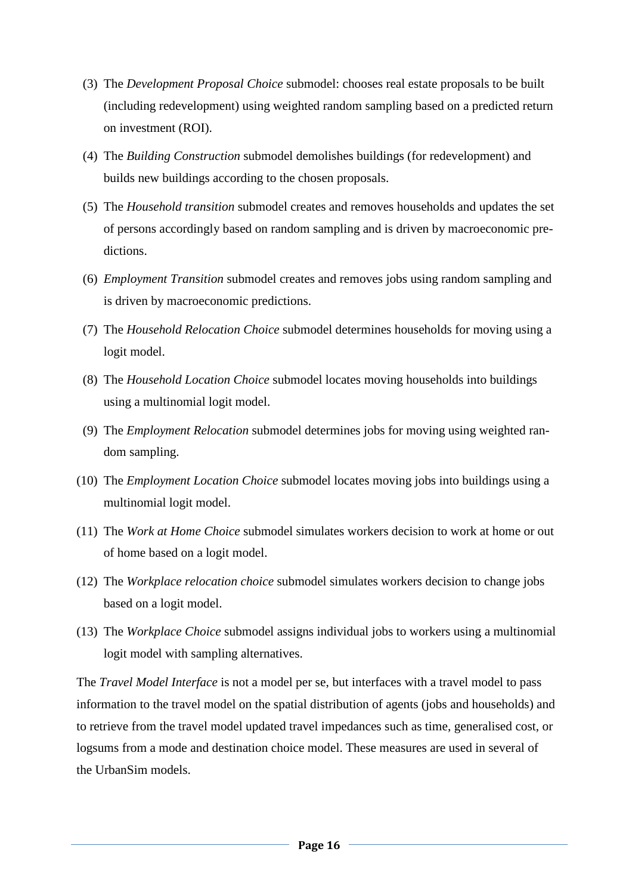(3) The *Development Proposal Choice* submodel: chooses real estate proposals to be built (including redevelopment) using weighted random sampling based on a predicted return on investment (ROI).

(4) The *Building Construction* submodel demolishes buildings (for redevelopment) and builds new buildings according to the chosen proposals.

(5) The *Household transition* submodel creates and removes households and updates the set of persons accordingly based on random sampling and is driven by macroeconomic predictions.

(6) *Employment Transition* submodel creates and removes jobs using random sampling and is driven by macroeconomic predictions.

(7) The *Household Relocation Choice* submodel determines households for moving using a logit model.

(8) The *Household Location Choice* submodel locates moving households into buildings using a multinomial logit model.

(9) The *Employment Relocation* submodel determines jobs for moving using weighted random sampling.

(10) The *Employment Location Choice* submodel locates moving jobs into buildings using a multinomial logit model.

(11) The *Work at Home Choice* submodel simulates workers decision to work at home or out of home based on a logit model.

(12) The *Workplace relocation choice* submodel simulates workers decision to change jobs based on a logit model.

(13) The *Workplace Choice* submodel assigns individual jobs to workers using a multinomial logit model with sampling alternatives.

The *Travel Model Interface* is not a model per se, but interfaces with a travel model to pass information to the travel model on the spatial distribution of agents (jobs and households) and to retrieve from the travel model updated travel impedances such as time, generalised cost, or logsums from a mode and destination choice model. These measures are used in several of the UrbanSim models.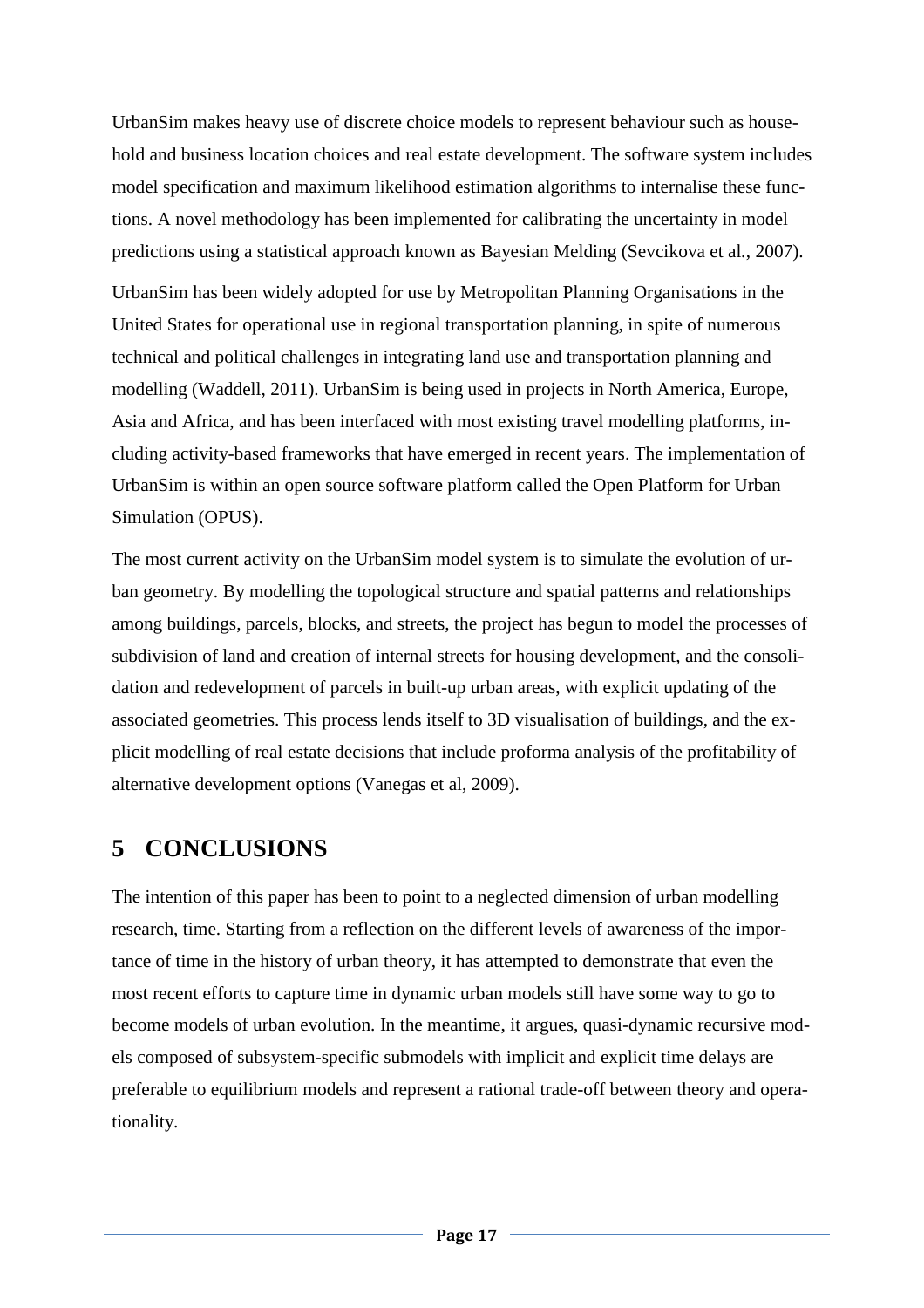UrbanSim makes heavy use of discrete choice models to represent behaviour such as household and business location choices and real estate development. The software system includes model specification and maximum likelihood estimation algorithms to internalise these functions. A novel methodology has been implemented for calibrating the uncertainty in model predictions using a statistical approach known as Bayesian Melding (Sevcikova et al., 2007).

UrbanSim has been widely adopted for use by Metropolitan Planning Organisations in the United States for operational use in regional transportation planning, in spite of numerous technical and political challenges in integrating land use and transportation planning and modelling (Waddell, 2011). UrbanSim is being used in projects in North America, Europe, Asia and Africa, and has been interfaced with most existing travel modelling platforms, including activity-based frameworks that have emerged in recent years. The implementation of UrbanSim is within an open source software platform called the Open Platform for Urban Simulation (OPUS).

The most current activity on the UrbanSim model system is to simulate the evolution of urban geometry. By modelling the topological structure and spatial patterns and relationships among buildings, parcels, blocks, and streets, the project has begun to model the processes of subdivision of land and creation of internal streets for housing development, and the consolidation and redevelopment of parcels in built-up urban areas, with explicit updating of the associated geometries. This process lends itself to 3D visualisation of buildings, and the explicit modelling of real estate decisions that include proforma analysis of the profitability of alternative development options (Vanegas et al, 2009).

# 5 CONCLUSIONS

The intention of this paper has been to point to a neglected dimension of urban modelling research, time. Starting from a reflection on the different levels of awareness of the importance of time in the history of urban theory, it has attempted to demonstrate that even the most recent efforts to capture time in dynamic urban models still have some way to go to become models of urban evolution. In the meantime, it argues, quasi-dynamic recursive models composed of subsystem-specific submodels with implicit and explicit time delays are preferable to equilibrium models and represent a rational trade-off between theory and operationality.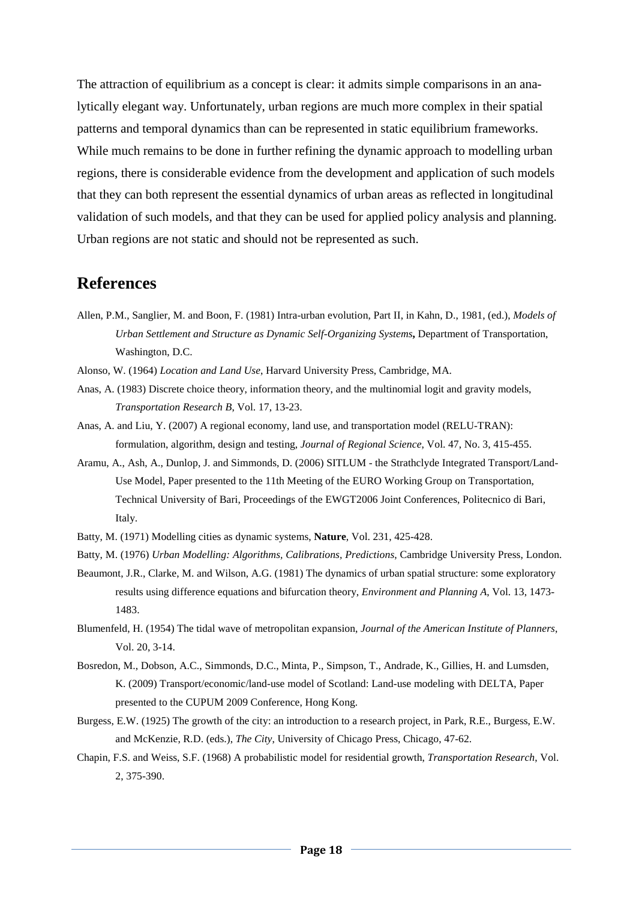The attraction of equilibrium as a concept is clear: it admits simple comparisons in an analytically elegant way. Unfortunately, urban regions are much more complex in their spatial patterns and temporal dynamics than can be represented in static equilibrium frameworks. While much remains to be done in further refining the dynamic approach to modelling urban regions, there is considerable evidence from the development and application of such models that they can both represent the essential dynamics of urban areas as reflected in longitudinal validation of such models, and that they can be used for applied policy analysis and planning. Urban regions are not static and should not be represented as such.

## References

Allen, P.M., Sanglier, M. and Boon, F. (1981) Intra-urban evolution, Part II, in Kahn, D., 1981, (ed.), *Models of Urban Settlement and Structure as Dynamic Self-Organizing Systems***,** Department of Transportation, Washington, D.C.

Alonso, W. (1964) *Location and Land Use*, Harvard University Press, Cambridge, MA.

Anas, A. (1983) Discrete choice theory, information theory, and the multinomial logit and gravity models, *Transportation Research B*, Vol. 17, 13-23.

Anas, A. and Liu, Y. (2007) A regional economy, land use, and transportation model (RELU-TRAN): formulation, algorithm, design and testing, *Journal of Regional Science*, Vol. 47, No. 3, 415-455.

Aramu, A., Ash, A., Dunlop, J. and Simmonds, D. (2006) SITLUM - the Strathclyde Integrated Transport/Land-Use Model, Paper presented to the 11th Meeting of the EURO Working Group on Transportation, Technical University of Bari, Proceedings of the EWGT2006 Joint Conferences, Politecnico di Bari, Italy.

Batty, M. (1971) Modelling cities as dynamic systems, **Nature**, Vol. 231, 425-428.

Batty, M. (1976) *Urban Modelling: Algorithms, Calibrations, Predictions*, Cambridge University Press, London.

Beaumont, J.R., Clarke, M. and Wilson, A.G. (1981) The dynamics of urban spatial structure: some exploratory results using difference equations and bifurcation theory, *Environment and Planning A*, Vol. 13, 1473-1483.

Blumenfeld, H. (1954) The tidal wave of metropolitan expansion, *Journal of the American Institute of Planners*, Vol. 20, 3-14.

Bosredon, M., Dobson, A.C., Simmonds, D.C., Minta, P., Simpson, T., Andrade, K., Gillies, H. and Lumsden, K. (2009) Transport/economic/land-use model of Scotland: Land-use modeling with DELTA, Paper presented to the CUPUM 2009 Conference, Hong Kong.

Burgess, E.W. (1925) The growth of the city: an introduction to a research project, in Park, R.E., Burgess, E.W. and McKenzie, R.D. (eds.), *The City*, University of Chicago Press, Chicago, 47-62.

Chapin, F.S. and Weiss, S.F. (1968) A probabilistic model for residential growth, *Transportation Research*, Vol. 2, 375-390.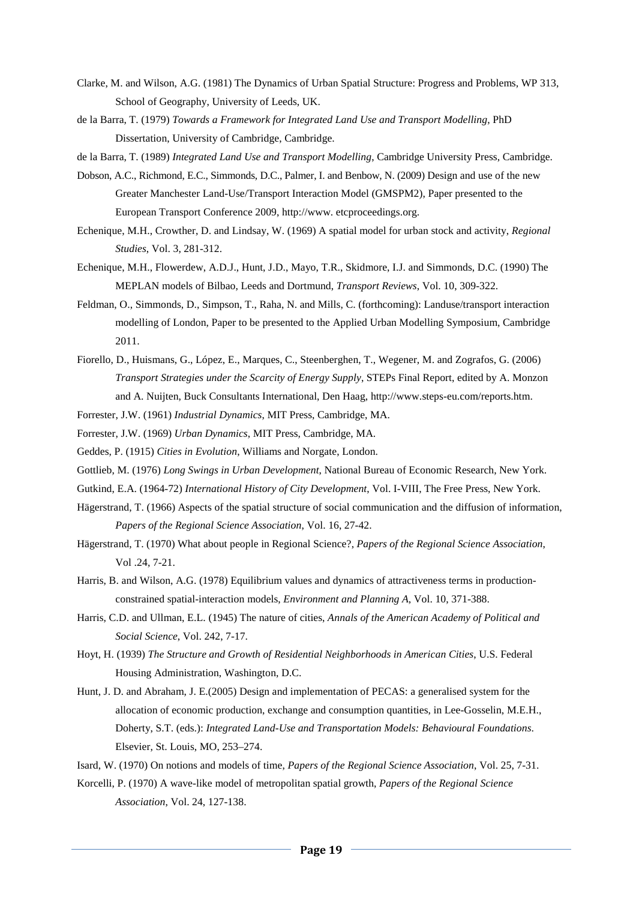Clarke, M. and Wilson, A.G. (1981) The Dynamics of Urban Spatial Structure: Progress and Problems, WP 313, School of Geography, University of Leeds, UK.

de la Barra, T. (1979) *Towards a Framework for Integrated Land Use and Transport Modelling*, PhD Dissertation, University of Cambridge, Cambridge.

de la Barra, T. (1989) *Integrated Land Use and Transport Modelling*, Cambridge University Press, Cambridge.

Dobson, A.C., Richmond, E.C., Simmonds, D.C., Palmer, I. and Benbow, N. (2009) Design and use of the new Greater Manchester Land-Use/Transport Interaction Model (GMSPM2), Paper presented to the European Transport Conference 2009, http://www. etcproceedings.org.

Echenique, M.H., Crowther, D. and Lindsay, W. (1969) A spatial model for urban stock and activity, *Regional Studies*, Vol. 3, 281-312.

Echenique, M.H., Flowerdew, A.D.J., Hunt, J.D., Mayo, T.R., Skidmore, I.J. and Simmonds, D.C. (1990) The MEPLAN models of Bilbao, Leeds and Dortmund, *Transport Reviews*, Vol. 10, 309-322.

Feldman, O., Simmonds, D., Simpson, T., Raha, N. and Mills, C. (forthcoming): Landuse/transport interaction modelling of London, Paper to be presented to the Applied Urban Modelling Symposium, Cambridge 2011.

Fiorello, D., Huismans, G., López, E., Marques, C., Steenberghen, T., Wegener, M. and Zografos, G. (2006) *Transport Strategies under the Scarcity of Energy Supply*, STEPs Final Report, edited by A. Monzon and A. Nuijten, Buck Consultants International, Den Haag, http://www.steps-eu.com/reports.htm.

Forrester, J.W. (1961) *Industrial Dynamics*, MIT Press, Cambridge, MA.

Forrester, J.W. (1969) *Urban Dynamics*, MIT Press, Cambridge, MA.

Geddes, P. (1915) *Cities in Evolution*, Williams and Norgate, London.

Gottlieb, M. (1976) *Long Swings in Urban Development*, National Bureau of Economic Research, New York.

Gutkind, E.A. (1964-72) *International History of City Development*, Vol. I-VIII, The Free Press, New York.

Hägerstrand, T. (1966) Aspects of the spatial structure of social communication and the diffusion of information, *Papers of the Regional Science Association*, Vol. 16, 27-42.

Hägerstrand, T. (1970) What about people in Regional Science?, *Papers of the Regional Science Association*, Vol .24, 7-21.

Harris, B. and Wilson, A.G. (1978) Equilibrium values and dynamics of attractiveness terms in production-constrained spatial-interaction models, *Environment and Planning A*, Vol. 10, 371-388.

Harris, C.D. and Ullman, E.L. (1945) The nature of cities, *Annals of the American Academy of Political and Social Science*, Vol. 242, 7-17.

Hoyt, H. (1939) *The Structure and Growth of Residential Neighborhoods in American Cities*, U.S. Federal Housing Administration, Washington, D.C.

Hunt, J. D. and Abraham, J. E.(2005) Design and implementation of PECAS: a generalised system for the allocation of economic production, exchange and consumption quantities, in Lee-Gosselin, M.E.H., Doherty, S.T. (eds.): *Integrated Land-Use and Transportation Models: Behavioural Foundations*. Elsevier, St. Louis, MO, 253–274.

Isard, W. (1970) On notions and models of time, *Papers of the Regional Science Association*, Vol. 25, 7-31.

Korcelli, P. (1970) A wave-like model of metropolitan spatial growth, *Papers of the Regional Science Association*, Vol. 24, 127-138.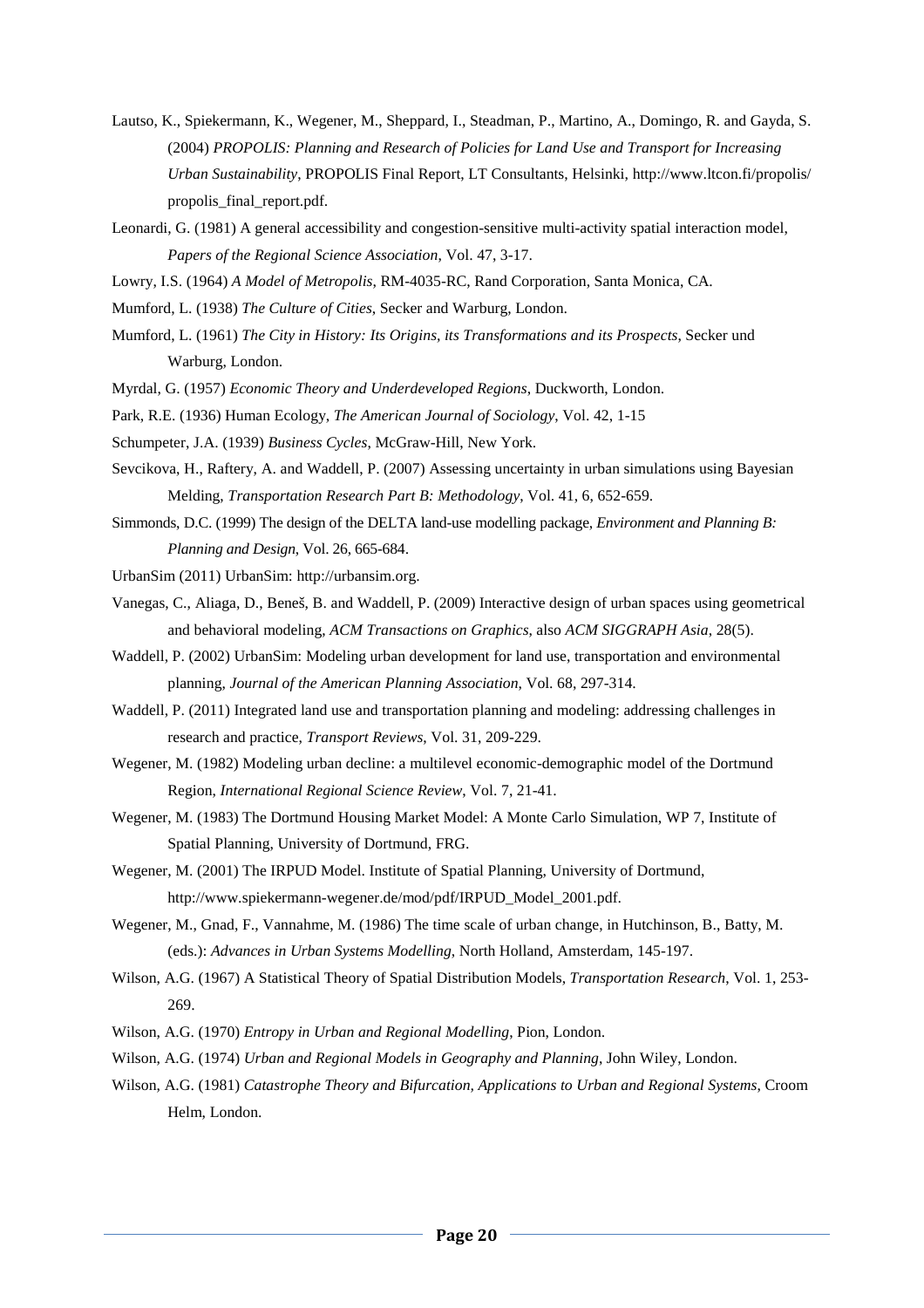Lautso, K., Spiekermann, K., Wegener, M., Sheppard, I., Steadman, P., Martino, A., Domingo, R. and Gayda, S. (2004) *PROPOLIS: Planning and Research of Policies for Land Use and Transport for Increasing Urban Sustainability*, PROPOLIS Final Report, LT Consultants, Helsinki, http://www.ltcon.fi/propolis/ propolis_final_report.pdf.

Leonardi, G. (1981) A general accessibility and congestion-sensitive multi-activity spatial interaction model, *Papers of the Regional Science Association*, Vol. 47, 3-17.

Lowry, I.S. (1964) *A Model of Metropolis*, RM-4035-RC, Rand Corporation, Santa Monica, CA.

Mumford, L. (1938) *The Culture of Cities*, Secker and Warburg, London.

Mumford, L. (1961) *The City in History: Its Origins, its Transformations and its Prospects*, Secker und Warburg, London.

Myrdal, G. (1957) *Economic Theory and Underdeveloped Regions*, Duckworth, London.

Park, R.E. (1936) Human Ecology, *The American Journal of Sociology*, Vol. 42, 1-15

Schumpeter, J.A. (1939) *Business Cycles*, McGraw-Hill, New York.

Sevcikova, H., Raftery, A. and Waddell, P. (2007) Assessing uncertainty in urban simulations using Bayesian Melding, *Transportation Research Part B: Methodology*, Vol. 41, 6, 652-659.

Simmonds, D.C. (1999) The design of the DELTA land-use modelling package, *Environment and Planning B: Planning and Design*, Vol. 26, 665-684.

UrbanSim (2011) UrbanSim: http://urbansim.org.

Vanegas, C., Aliaga, D., Beneš, B. and Waddell, P. (2009) Interactive design of urban spaces using geometrical and behavioral modeling, *ACM Transactions on Graphics*, also *ACM SIGGRAPH Asia*, 28(5).

Waddell, P. (2002) UrbanSim: Modeling urban development for land use, transportation and environmental planning, *Journal of the American Planning Association*, Vol. 68, 297-314.

Waddell, P. (2011) Integrated land use and transportation planning and modeling: addressing challenges in research and practice, *Transport Reviews*, Vol. 31, 209-229.

Wegener, M. (1982) Modeling urban decline: a multilevel economic-demographic model of the Dortmund Region, *International Regional Science Review*, Vol. 7, 21-41.

Wegener, M. (1983) The Dortmund Housing Market Model: A Monte Carlo Simulation, WP 7, Institute of Spatial Planning, University of Dortmund, FRG.

Wegener, M. (2001) The IRPUD Model. Institute of Spatial Planning, University of Dortmund, http://www.spiekermann-wegener.de/mod/pdf/IRPUD_Model_2001.pdf.

Wegener, M., Gnad, F., Vannahme, M. (1986) The time scale of urban change, in Hutchinson, B., Batty, M. (eds.): *Advances in Urban Systems Modelling*, North Holland, Amsterdam, 145-197.

Wilson, A.G. (1967) A Statistical Theory of Spatial Distribution Models, *Transportation Research*, Vol. 1, 253-269.

Wilson, A.G. (1970) *Entropy in Urban and Regional Modelling*, Pion, London.

Wilson, A.G. (1974) *Urban and Regional Models in Geography and Planning*, John Wiley, London.

Wilson, A.G. (1981) *Catastrophe Theory and Bifurcation, Applications to Urban and Regional Systems*, Croom Helm, London.